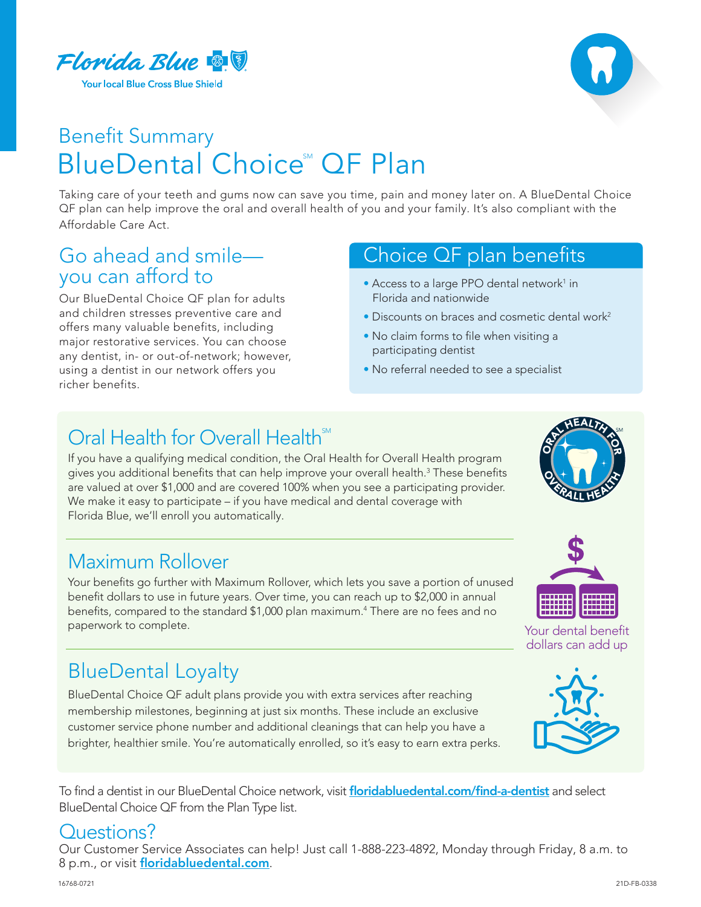Florida Blue

Your local Blue Cross Blue Shield

## Benefit Summary

# BlueDental Choice℠ QF Plan

Taking care of your teeth and gums now can save you time, pain and money later on. A BlueDental Choice QF plan can help improve the oral and overall health of you and your family. It's also compliant with the Affordable Care Act.

## Go ahead and smile—you can afford to

Our BlueDental Choice QF plan for adults and children stresses preventive care and offers many valuable benefits, including major restorative services. You can choose any dentist, in- or out-of-network; however, using a dentist in our network offers you richer benefits.

## Choice QF plan benefits

- Access to a large PPO dental network[1] in Florida and nationwide
- Discounts on braces and cosmetic dental work[2]
- No claim forms to file when visiting a participating dentist
- No referral needed to see a specialist

## Oral Health for Overall Health℠

If you have a qualifying medical condition, the Oral Health for Overall Health program gives you additional benefits that can help improve your overall health.[3] These benefits are valued at over $1,000 and are covered 100% when you see a participating provider. We make it easy to participate – if you have medical and dental coverage with Florida Blue, we'll enroll you automatically.

## Maximum Rollover

Your benefits go further with Maximum Rollover, which lets you save a portion of unused benefit dollars to use in future years. Over time, you can reach up to $2,000 in annual benefits, compared to the standard $1,000 plan maximum.[4] There are no fees and no paperwork to complete.

Your dental benefit dollars can add up

## BlueDental Loyalty

BlueDental Choice QF adult plans provide you with extra services after reaching membership milestones, beginning at just six months. These include an exclusive customer service phone number and additional cleanings that can help you have a brighter, healthier smile. You're automatically enrolled, so it's easy to earn extra perks.

To find a dentist in our BlueDental Choice network, visit **floridabluedental.com/find-a-dentist** and select BlueDental Choice QF from the Plan Type list.

## Questions?

Our Customer Service Associates can help! Just call 1-888-223-4892, Monday through Friday, 8 a.m. to 8 p.m., or visit **floridabluedental.com**.

16768-0721

21D-FB-0338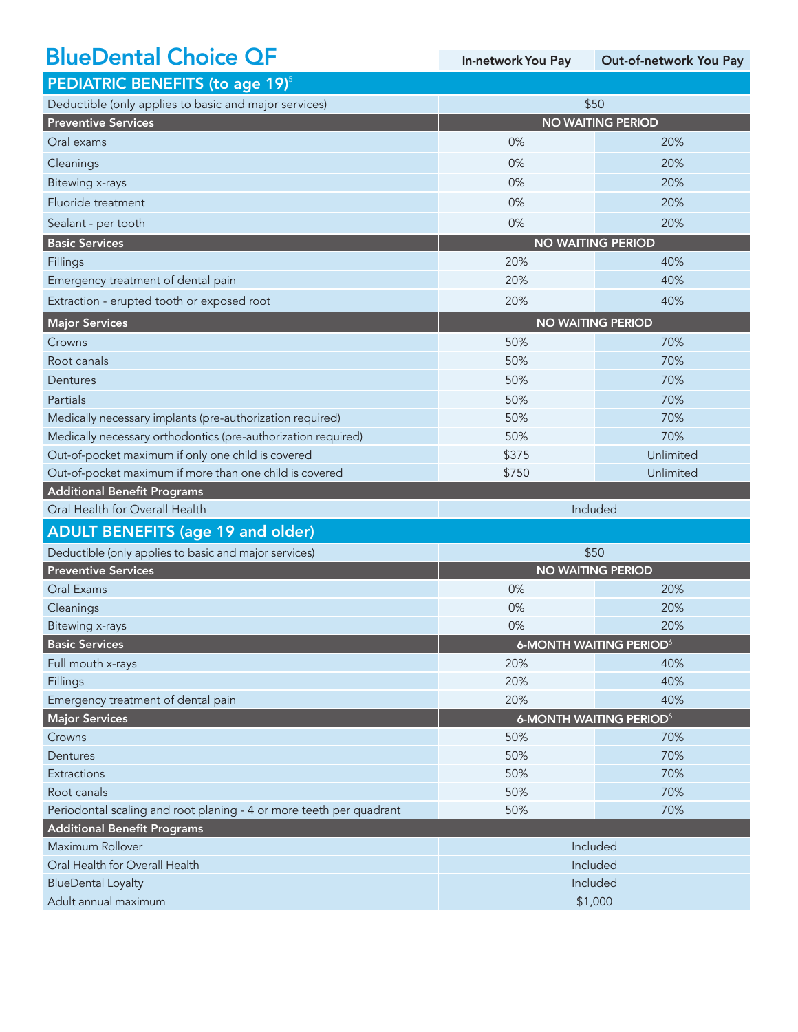# BlueDental Choice QF

| | In-network You Pay | Out-of-network You Pay |
|---|---|---|
| **PEDIATRIC BENEFITS (to age 19)**[5] | | |
| Deductible (only applies to basic and major services) | $50 | |
| **Preventive Services** | **NO WAITING PERIOD** | |
| Oral exams | 0% | 20% |
| Cleanings | 0% | 20% |
| Bitewing x-rays | 0% | 20% |
| Fluoride treatment | 0% | 20% |
| Sealant - per tooth | 0% | 20% |
| **Basic Services** | **NO WAITING PERIOD** | |
| Fillings | 20% | 40% |
| Emergency treatment of dental pain | 20% | 40% |
| Extraction - erupted tooth or exposed root | 20% | 40% |
| **Major Services** | **NO WAITING PERIOD** | |
| Crowns | 50% | 70% |
| Root canals | 50% | 70% |
| Dentures | 50% | 70% |
| Partials | 50% | 70% |
| Medically necessary implants (pre-authorization required) | 50% | 70% |
| Medically necessary orthodontics (pre-authorization required) | 50% | 70% |
| Out-of-pocket maximum if only one child is covered | $375 | Unlimited |
| Out-of-pocket maximum if more than one child is covered | $750 | Unlimited |
| **Additional Benefit Programs** | | |
| Oral Health for Overall Health | Included | |
| **ADULT BENEFITS (age 19 and older)** | | |
| Deductible (only applies to basic and major services) | $50 | |
| **Preventive Services** | **NO WAITING PERIOD** | |
| Oral Exams | 0% | 20% |
| Cleanings | 0% | 20% |
| Bitewing x-rays | 0% | 20% |
| **Basic Services** | **6-MONTH WAITING PERIOD**[6] | |
| Full mouth x-rays | 20% | 40% |
| Fillings | 20% | 40% |
| Emergency treatment of dental pain | 20% | 40% |
| **Major Services** | **6-MONTH WAITING PERIOD**[6] | |
| Crowns | 50% | 70% |
| Dentures | 50% | 70% |
| Extractions | 50% | 70% |
| Root canals | 50% | 70% |
| Periodontal scaling and root planing - 4 or more teeth per quadrant | 50% | 70% |
| **Additional Benefit Programs** | | |
| Maximum Rollover | Included | |
| Oral Health for Overall Health | Included | |
| BlueDental Loyalty | Included | |
| Adult annual maximum | $1,000 | |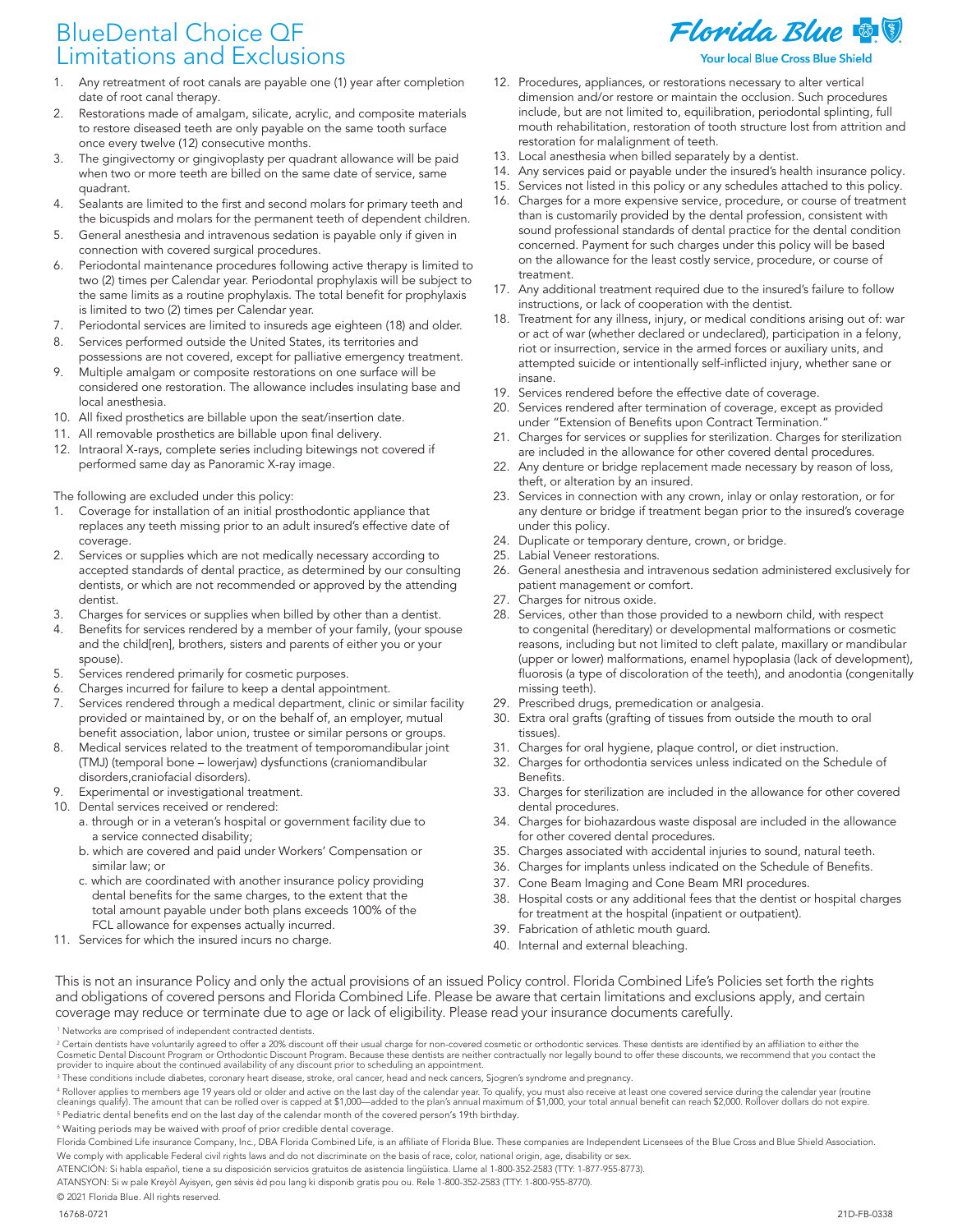# BlueDental Choice QF Limitations and Exclusions

Florida Blue

Your local Blue Cross Blue Shield

1. Any retreatment of root canals are payable one (1) year after completion date of root canal therapy.
2. Restorations made of amalgam, silicate, acrylic, and composite materials to restore diseased teeth are only payable on the same tooth surface once every twelve (12) consecutive months.
3. The gingivectomy or gingivoplasty per quadrant allowance will be paid when two or more teeth are billed on the same date of service, same quadrant.
4. Sealants are limited to the first and second molars for primary teeth and the bicuspids and molars for the permanent teeth of dependent children.
5. General anesthesia and intravenous sedation is payable only if given in connection with covered surgical procedures.
6. Periodontal maintenance procedures following active therapy is limited to two (2) times per Calendar year. Periodontal prophylaxis will be subject to the same limits as a routine prophylaxis. The total benefit for prophylaxis is limited to two (2) times per Calendar year.
7. Periodontal services are limited to insureds age eighteen (18) and older.
8. Services performed outside the United States, its territories and possessions are not covered, except for palliative emergency treatment.
9. Multiple amalgam or composite restorations on one surface will be considered one restoration. The allowance includes insulating base and local anesthesia.
10. All fixed prosthetics are billable upon the seat/insertion date.
11. All removable prosthetics are billable upon final delivery.
12. Intraoral X-rays, complete series including bitewings not covered if performed same day as Panoramic X-ray image.

The following are excluded under this policy:

1. Coverage for installation of an initial prosthodontic appliance that replaces any teeth missing prior to an adult insured's effective date of coverage.
2. Services or supplies which are not medically necessary according to accepted standards of dental practice, as determined by our consulting dentists, or which are not recommended or approved by the attending dentist.
3. Charges for services or supplies when billed by other than a dentist.
4. Benefits for services rendered by a member of your family, (your spouse and the child[ren], brothers, sisters and parents of either you or your spouse).
5. Services rendered primarily for cosmetic purposes.
6. Charges incurred for failure to keep a dental appointment.
7. Services rendered through a medical department, clinic or similar facility provided or maintained by, or on the behalf of, an employer, mutual benefit association, labor union, trustee or similar persons or groups.
8. Medical services related to the treatment of temporomandibular joint (TMJ) (temporal bone – lowerjaw) dysfunctions (craniomandibular disorders,craniofacial disorders).
9. Experimental or investigational treatment.
10. Dental services received or rendered:
    a. through or in a veteran's hospital or government facility due to a service connected disability;
    b. which are covered and paid under Workers' Compensation or similar law; or
    c. which are coordinated with another insurance policy providing dental benefits for the same charges, to the extent that the total amount payable under both plans exceeds 100% of the FCL allowance for expenses actually incurred.
11. Services for which the insured incurs no charge.
12. Procedures, appliances, or restorations necessary to alter vertical dimension and/or restore or maintain the occlusion. Such procedures include, but are not limited to, equilibration, periodontal splinting, full mouth rehabilitation, restoration of tooth structure lost from attrition and restoration for malalignment of teeth.
13. Local anesthesia when billed separately by a dentist.
14. Any services paid or payable under the insured's health insurance policy.
15. Services not listed in this policy or any schedules attached to this policy.
16. Charges for a more expensive service, procedure, or course of treatment than is customarily provided by the dental profession, consistent with sound professional standards of dental practice for the dental condition concerned. Payment for such charges under this policy will be based on the allowance for the least costly service, procedure, or course of treatment.
17. Any additional treatment required due to the insured's failure to follow instructions, or lack of cooperation with the dentist.
18. Treatment for any illness, injury, or medical conditions arising out of: war or act of war (whether declared or undeclared), participation in a felony, riot or insurrection, service in the armed forces or auxiliary units, and attempted suicide or intentionally self-inflicted injury, whether sane or insane.
19. Services rendered before the effective date of coverage.
20. Services rendered after termination of coverage, except as provided under "Extension of Benefits upon Contract Termination."
21. Charges for services or supplies for sterilization. Charges for sterilization are included in the allowance for other covered dental procedures.
22. Any denture or bridge replacement made necessary by reason of loss, theft, or alteration by an insured.
23. Services in connection with any crown, inlay or onlay restoration, or for any denture or bridge if treatment began prior to the insured's coverage under this policy.
24. Duplicate or temporary denture, crown, or bridge.
25. Labial Veneer restorations.
26. General anesthesia and intravenous sedation administered exclusively for patient management or comfort.
27. Charges for nitrous oxide.
28. Services, other than those provided to a newborn child, with respect to congenital (hereditary) or developmental malformations or cosmetic reasons, including but not limited to cleft palate, maxillary or mandibular (upper or lower) malformations, enamel hypoplasia (lack of development), fluorosis (a type of discoloration of the teeth), and anodontia (congenitally missing teeth).
29. Prescribed drugs, premedication or analgesia.
30. Extra oral grafts (grafting of tissues from outside the mouth to oral tissues).
31. Charges for oral hygiene, plaque control, or diet instruction.
32. Charges for orthodontia services unless indicated on the Schedule of Benefits.
33. Charges for sterilization are included in the allowance for other covered dental procedures.
34. Charges for biohazardous waste disposal are included in the allowance for other covered dental procedures.
35. Charges associated with accidental injuries to sound, natural teeth.
36. Charges for implants unless indicated on the Schedule of Benefits.
37. Cone Beam Imaging and Cone Beam MRI procedures.
38. Hospital costs or any additional fees that the dentist or hospital charges for treatment at the hospital (inpatient or outpatient).
39. Fabrication of athletic mouth guard.
40. Internal and external bleaching.

This is not an insurance Policy and only the actual provisions of an issued Policy control. Florida Combined Life's Policies set forth the rights and obligations of covered persons and Florida Combined Life. Please be aware that certain limitations and exclusions apply, and certain coverage may reduce or terminate due to age or lack of eligibility. Please read your insurance documents carefully.

[1] Networks are comprised of independent contracted dentists.

[2] Certain dentists have voluntarily agreed to offer a 20% discount off their usual charge for non-covered cosmetic or orthodontic services. These dentists are identified by an affiliation to either the Cosmetic Dental Discount Program or Orthodontic Discount Program. Because these dentists are neither contractually nor legally bound to offer these discounts, we recommend that you contact the provider to inquire about the continued availability of any discount prior to scheduling an appointment.

[3] These conditions include diabetes, coronary heart disease, stroke, oral cancer, head and neck cancers, Sjogren's syndrome and pregnancy.

[4] Rollover applies to members age 19 years old or older and active on the last day of the calendar year. To qualify, you must also receive at least one covered service during the calendar year (routine cleanings qualify). The amount that can be rolled over is capped at $1,000—added to the plan's annual maximum of $1,000, your total annual benefit can reach $2,000. Rollover dollars do not expire.

[5] Pediatric dental benefits end on the last day of the calendar month of the covered person's 19th birthday.

[6] Waiting periods may be waived with proof of prior credible dental coverage.

Florida Combined Life insurance Company, Inc., DBA Florida Combined Life, is an affiliate of Florida Blue. These companies are Independent Licensees of the Blue Cross and Blue Shield Association.

We comply with applicable Federal civil rights laws and do not discriminate on the basis of race, color, national origin, age, disability or sex.

ATENCIÓN: Si habla español, tiene a su disposición servicios gratuitos de asistencia lingüística. Llame al 1-800-352-2583 (TTY: 1-877-955-8773).

ATANSYON: Si w pale Kreyòl Ayisyen, gen sèvis èd pou lang ki disponib gratis pou ou. Rele 1-800-352-2583 (TTY: 1-800-955-8770).

© 2021 Florida Blue. All rights reserved.

16768-0721

21D-FB-0338